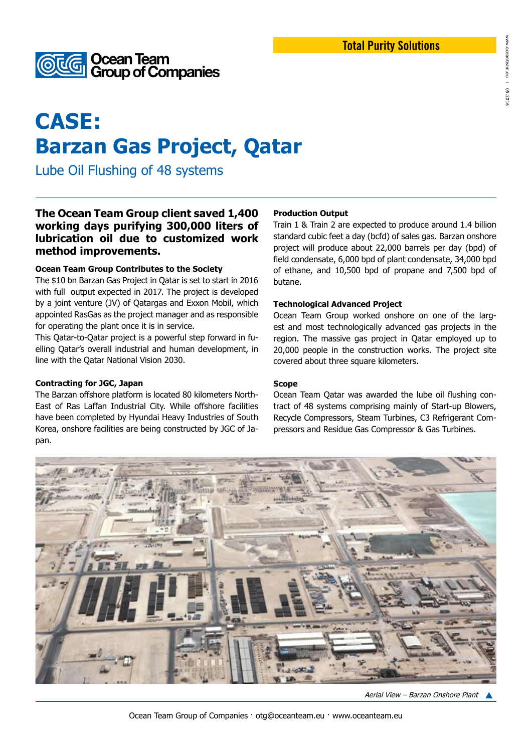Total Purity Solutions

Ocean Team Group of Companies

# CASE: Barzan Gas Project, Qatar

## Lube Oil Flushing of 48 systems

**The Ocean Team Group client saved 1,400 working days purifying 300,000 liters of lubrication oil due to customized work method improvements.**

### Ocean Team Group Contributes to the Society

The $10 bn Barzan Gas Project in Qatar is set to start in 2016 with full output expected in 2017. The project is developed by a joint venture (JV) of Qatargas and Exxon Mobil, which appointed RasGas as the project manager and as responsible for operating the plant once it is in service.

This Qatar-to-Qatar project is a powerful step forward in fuelling Qatar's overall industrial and human development, in line with the Qatar National Vision 2030.

### Contracting for JGC, Japan

The Barzan offshore platform is located 80 kilometers North-East of Ras Laffan Industrial City. While offshore facilities have been completed by Hyundai Heavy Industries of South Korea, onshore facilities are being constructed by JGC of Japan.

### Production Output

Train 1 & Train 2 are expected to produce around 1.4 billion standard cubic feet a day (bcfd) of sales gas. Barzan onshore project will produce about 22,000 barrels per day (bpd) of field condensate, 6,000 bpd of plant condensate, 34,000 bpd of ethane, and 10,500 bpd of propane and 7,500 bpd of butane.

### Technological Advanced Project

Ocean Team Group worked onshore on one of the largest and most technologically advanced gas projects in the region. The massive gas project in Qatar employed up to 20,000 people in the construction works. The project site covered about three square kilometers.

### Scope

Ocean Team Qatar was awarded the lube oil flushing contract of 48 systems comprising mainly of Start-up Blowers, Recycle Compressors, Steam Turbines, C3 Refrigerant Compressors and Residue Gas Compressor & Gas Turbines.

*Aerial View – Barzan Onshore Plant*

Ocean Team Group of Companies · otg@oceanteam.eu · www.oceanteam.eu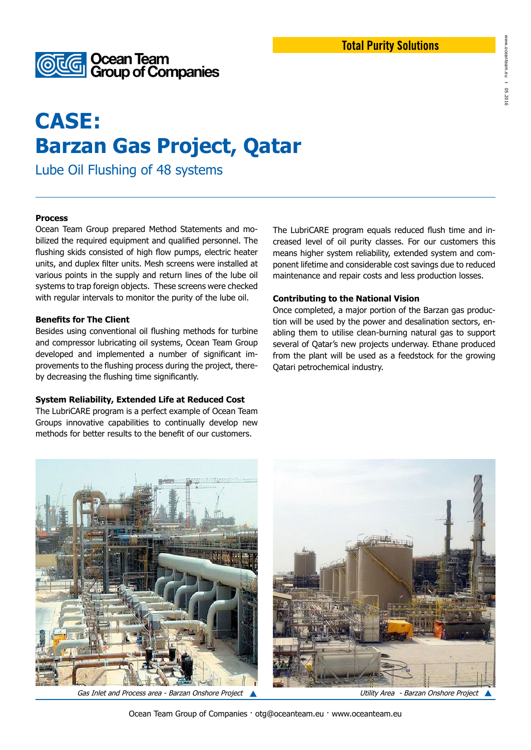Total Purity Solutions

Ocean Team Group of Companies

# CASE: Barzan Gas Project, Qatar

## Lube Oil Flushing of 48 systems

### Process

Ocean Team Group prepared Method Statements and mobilized the required equipment and qualified personnel. The flushing skids consisted of high flow pumps, electric heater units, and duplex filter units. Mesh screens were installed at various points in the supply and return lines of the lube oil systems to trap foreign objects. These screens were checked with regular intervals to monitor the purity of the lube oil.

### Benefits for The Client

Besides using conventional oil flushing methods for turbine and compressor lubricating oil systems, Ocean Team Group developed and implemented a number of significant improvements to the flushing process during the project, thereby decreasing the flushing time significantly.

### System Reliability, Extended Life at Reduced Cost

The LubriCARE program is a perfect example of Ocean Team Groups innovative capabilities to continually develop new methods for better results to the benefit of our customers.

The LubriCARE program equals reduced flush time and increased level of oil purity classes. For our customers this means higher system reliability, extended system and component lifetime and considerable cost savings due to reduced maintenance and repair costs and less production losses.

### Contributing to the National Vision

Once completed, a major portion of the Barzan gas production will be used by the power and desalination sectors, enabling them to utilise clean-burning natural gas to support several of Qatar's new projects underway. Ethane produced from the plant will be used as a feedstock for the growing Qatari petrochemical industry.

*Gas Inlet and Process area - Barzan Onshore Project* ▲

*Utility Area - Barzan Onshore Project* ▲

Ocean Team Group of Companies · otg@oceanteam.eu · www.oceanteam.eu